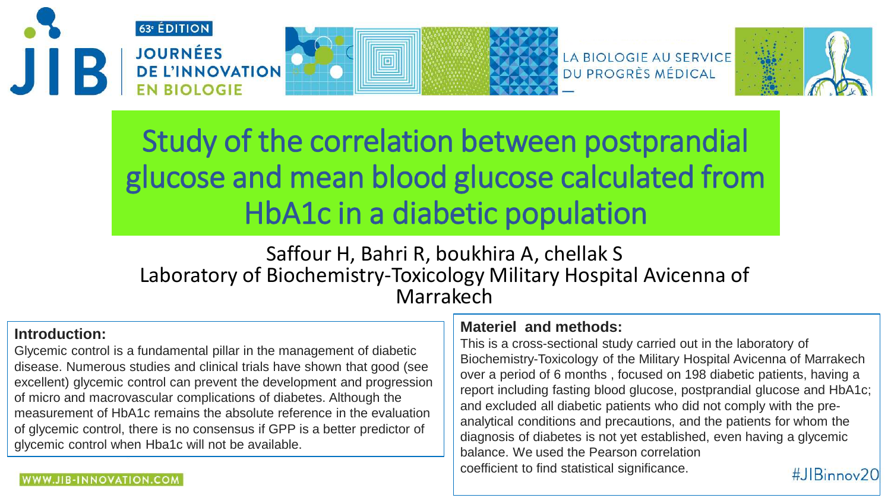# Study of the correlation between postprandial glucose and mean blood glucose calculated from HbA1c in a diabetic population

Saffour H, Bahri R, boukhira A, chellak S

Laboratory of Biochemistry-Toxicology Military Hospital Avicenna of Marrakech

## Introduction:

Glycemic control is a fundamental pillar in the management of diabetic disease. Numerous studies and clinical trials have shown that good (see excellent) glycemic control can prevent the development and progression of micro and macrovascular complications of diabetes. Although the measurement of HbA1c remains the absolute reference in the evaluation of glycemic control, there is no consensus if GPP is a better predictor of glycemic control when Hba1c will not be available.

## Materiel and methods:

This is a cross-sectional study carried out in the laboratory of Biochemistry-Toxicology of the Military Hospital Avicenna of Marrakech over a period of 6 months , focused on 198 diabetic patients, having a report including fasting blood glucose, postprandial glucose and HbA1c; and excluded all diabetic patients who did not comply with the pre-analytical conditions and precautions, and the patients for whom the diagnosis of diabetes is not yet established, even having a glycemic balance. We used the Pearson correlation coefficient to find statistical significance.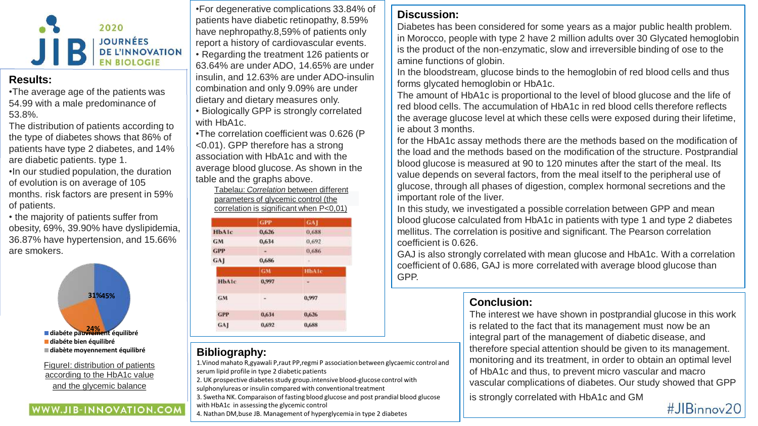## Results:

•The average age of the patients was 54.99 with a male predominance of 53.8%.

The distribution of patients according to the type of diabetes shows that 86% of patients have type 2 diabetes, and 14% are diabetic patients. type 1.

•In our studied population, the duration of evolution is on average of 105 months. risk factors are present in 59% of patients.

• the majority of patients suffer from obesity, 69%, 39.90% have dyslipidemia, 36.87% have hypertension, and 15.66% are smokers.

31% 45% 24%

■ diabéte pauvrement équilibré
■ diabéte bien équilibré
■ diabète moyennement équilibré

Figurel: distribution of patients according to the HbA1c value and the glycemic balance

•For degenerative complications 33.84% of patients have diabetic retinopathy, 8.59% have nephropathy.8,59% of patients only report a history of cardiovascular events.

• Regarding the treatment 126 patients or 63.64% are under ADO, 14.65% are under insulin, and 12.63% are under ADO-insulin combination and only 9.09% are under dietary and dietary measures only.

• Biologically GPP is strongly correlated with HbA1c.

•The correlation coefficient was 0.626 (P <0.01). GPP therefore has a strong association with HbA1c and with the average blood glucose. As shown in the table and the graphs above.

Tabelau: *Correlation* between different parameters of glycemic control (the correlation is significant when P<0,01)

| | GPP | GAJ |
|---|---|---|
| HbA1c | 0,626 | 0,688 |
| GM | 0,634 | 0,692 |
| GPP | - | 0,686 |
| GAJ | 0,686 | - |

| | GM | HbA1c |
|---|---|---|
| HbA1c | 0,997 | - |
| GM | - | 0,997 |
| GPP | 0,634 | 0,626 |
| GAJ | 0,692 | 0,688 |

## Discussion:

Diabetes has been considered for some years as a major public health problem. in Morocco, people with type 2 have 2 million adults over 30 Glycated hemoglobin is the product of the non-enzymatic, slow and irreversible binding of ose to the amine functions of globin.

In the bloodstream, glucose binds to the hemoglobin of red blood cells and thus forms glycated hemoglobin or HbA1c.

The amount of HbA1c is proportional to the level of blood glucose and the life of red blood cells. The accumulation of HbA1c in red blood cells therefore reflects the average glucose level at which these cells were exposed during their lifetime, ie about 3 months.

for the HbA1c assay methods there are the methods based on the modification of the load and the methods based on the modification of the structure. Postprandial blood glucose is measured at 90 to 120 minutes after the start of the meal. Its value depends on several factors, from the meal itself to the peripheral use of glucose, through all phases of digestion, complex hormonal secretions and the important role of the liver.

In this study, we investigated a possible correlation between GPP and mean blood glucose calculated from HbA1c in patients with type 1 and type 2 diabetes mellitus. The correlation is positive and significant. The Pearson correlation coefficient is 0.626.

GAJ is also strongly correlated with mean glucose and HbA1c. With a correlation coefficient of 0.686, GAJ is more correlated with average blood glucose than GPP.

## Bibliography:

1. Vinod mahato R,gyawali P,raut PP,regmi P association between glycaemic control and serum lipid profile in type 2 diabetic patients
2. UK prospective diabetes study group.intensive blood-glucose control with sulphonylureas or insulin compared with conventional treatment
3. Swetha NK. Comparaison of fasting blood glucose and post prandial blood glucose with HbA1c in assessing the glycemic control
4. Nathan DM,buse JB. Management of hyperglycemia in type 2 diabetes

## Conclusion:

The interest we have shown in postprandial glucose in this work is related to the fact that its management must now be an integral part of the management of diabetic disease, and therefore special attention should be given to its management. monitoring and its treatment, in order to obtain an optimal level of HbA1c and thus, to prevent micro vascular and macro vascular complications of diabetes. Our study showed that GPP is strongly correlated with HbA1c and GM